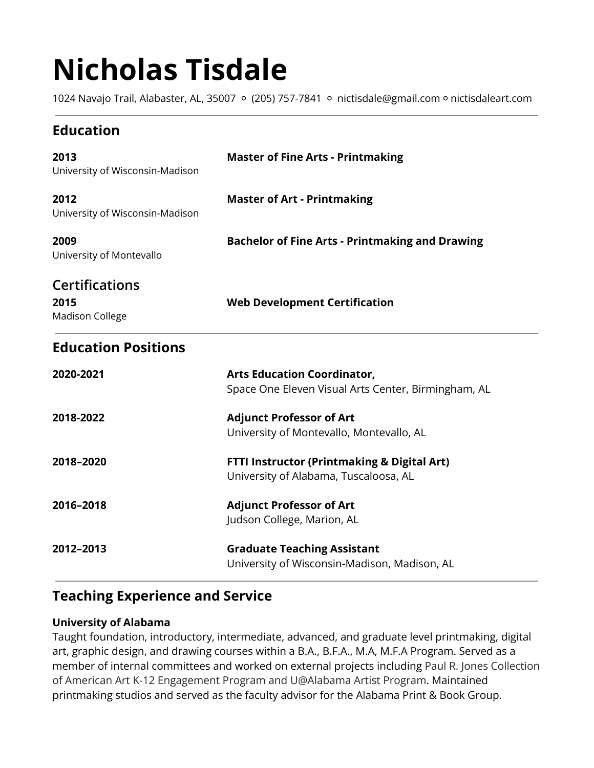# Nicholas Tisdale

1024 Navajo Trail, Alabaster, AL, 35007 ⚬ (205) 757-7841 ⚬ nictisdale@gmail.com ⚬ nictisdaleart.com

## Education

**2013**
University of Wisconsin-Madison
**Master of Fine Arts - Printmaking**

**2012**
University of Wisconsin-Madison
**Master of Art - Printmaking**

**2009**
University of Montevallo
**Bachelor of Fine Arts - Printmaking and Drawing**

## Certifications

**2015**
Madison College
**Web Development Certification**

## Education Positions

**2020-2021**
**Arts Education Coordinator,**
Space One Eleven Visual Arts Center, Birmingham, AL

**2018-2022**
**Adjunct Professor of Art**
University of Montevallo, Montevallo, AL

**2018–2020**
**FTTI Instructor (Printmaking & Digital Art)**
University of Alabama, Tuscaloosa, AL

**2016–2018**
**Adjunct Professor of Art**
Judson College, Marion, AL

**2012–2013**
**Graduate Teaching Assistant**
University of Wisconsin-Madison, Madison, AL

## Teaching Experience and Service

**University of Alabama**
Taught foundation, introductory, intermediate, advanced, and graduate level printmaking, digital art, graphic design, and drawing courses within a B.A., B.F.A., M.A, M.F.A Program. Served as a member of internal committees and worked on external projects including Paul R. Jones Collection of American Art K-12 Engagement Program and U@Alabama Artist Program. Maintained printmaking studios and served as the faculty advisor for the Alabama Print & Book Group.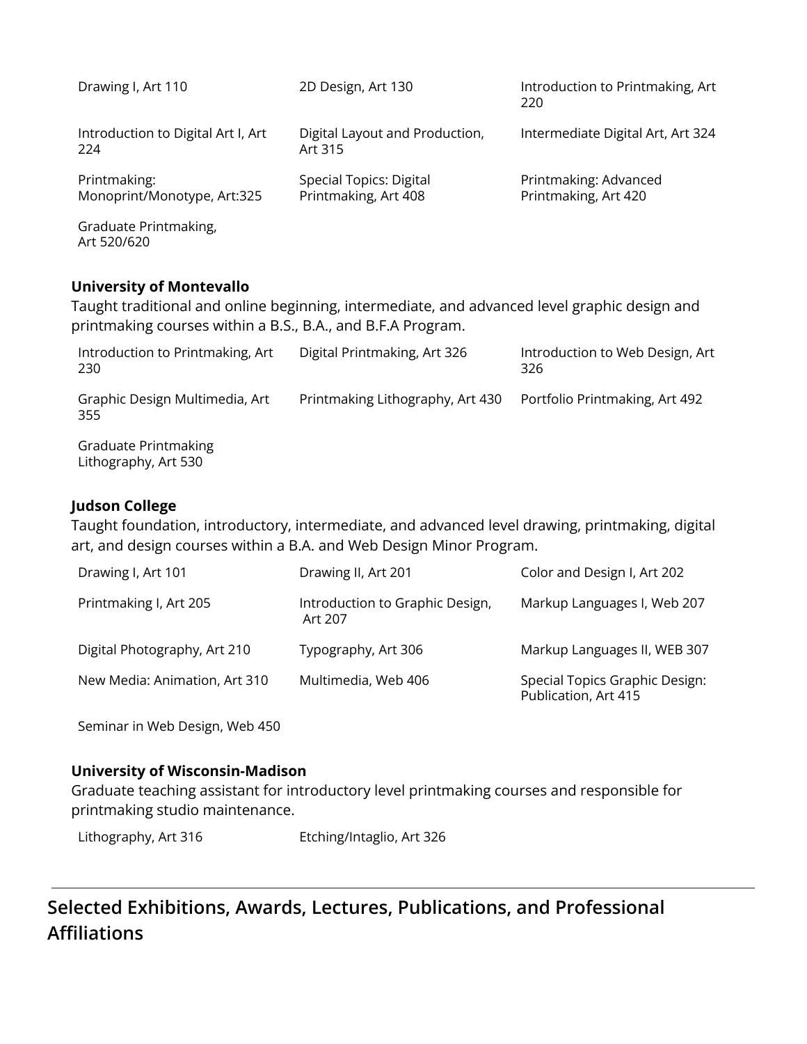Drawing I, Art 110

2D Design, Art 130

Introduction to Printmaking, Art 220

Introduction to Digital Art I, Art 224

Digital Layout and Production, Art 315

Intermediate Digital Art, Art 324

Printmaking: Monoprint/Monotype, Art:325

Special Topics: Digital Printmaking, Art 408

Printmaking: Advanced Printmaking, Art 420

Graduate Printmaking, Art 520/620

**University of Montevallo**

Taught traditional and online beginning, intermediate, and advanced level graphic design and printmaking courses within a B.S., B.A., and B.F.A Program.

Introduction to Printmaking, Art 230

Digital Printmaking, Art 326

Introduction to Web Design, Art 326

Graphic Design Multimedia, Art 355

Printmaking Lithography, Art 430

Portfolio Printmaking, Art 492

Graduate Printmaking Lithography, Art 530

**Judson College**

Taught foundation, introductory, intermediate, and advanced level drawing, printmaking, digital art, and design courses within a B.A. and Web Design Minor Program.

Drawing I, Art 101

Drawing II, Art 201

Color and Design I, Art 202

Printmaking I, Art 205

Introduction to Graphic Design, Art 207

Markup Languages I, Web 207

Digital Photography, Art 210

Typography, Art 306

Markup Languages II, WEB 307

New Media: Animation, Art 310

Multimedia, Web 406

Special Topics Graphic Design: Publication, Art 415

Seminar in Web Design, Web 450

**University of Wisconsin-Madison**

Graduate teaching assistant for introductory level printmaking courses and responsible for printmaking studio maintenance.

Lithography, Art 316

Etching/Intaglio, Art 326

---

## Selected Exhibitions, Awards, Lectures, Publications, and Professional Affiliations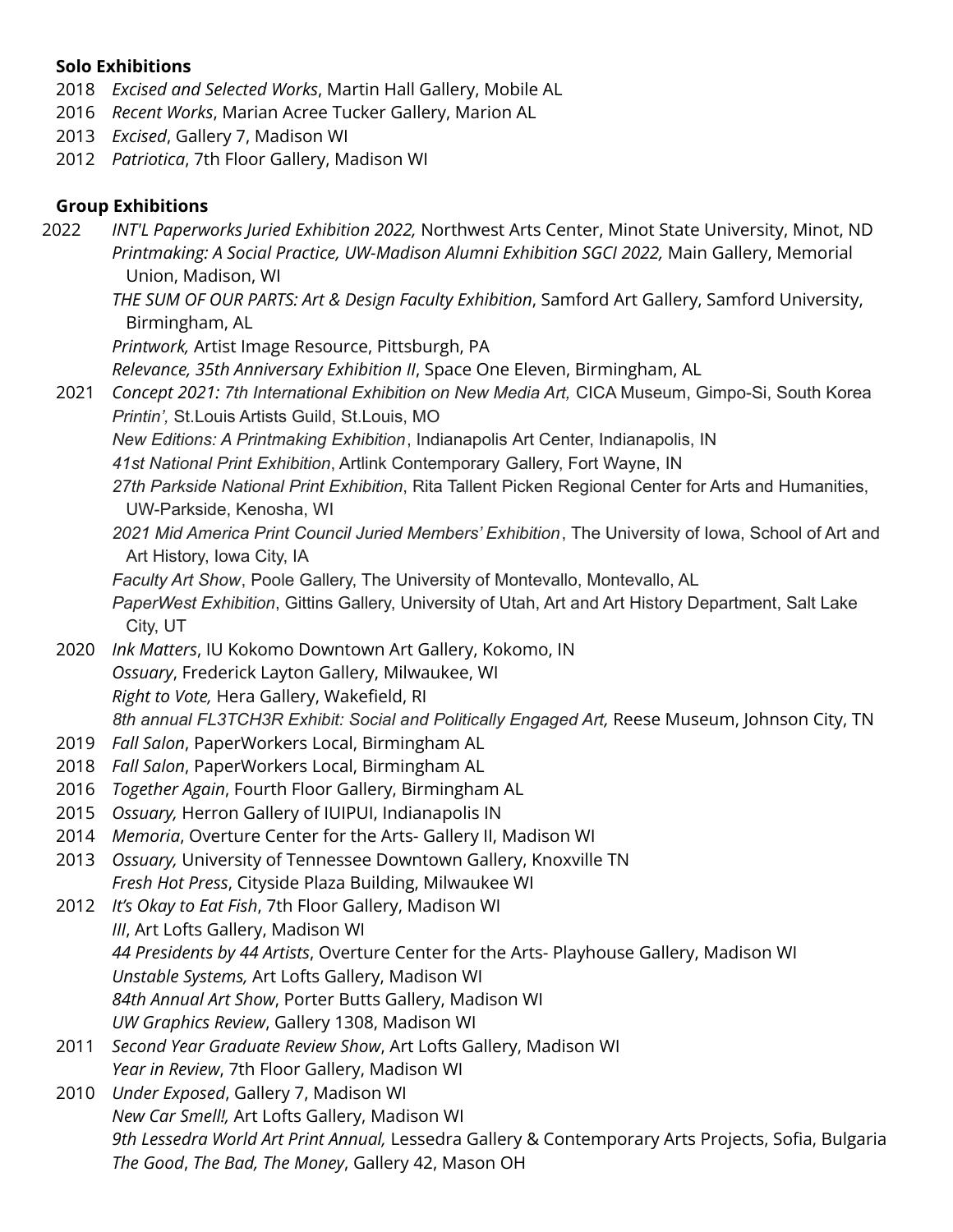### Solo Exhibitions

2018 *Excised and Selected Works*, Martin Hall Gallery, Mobile AL
2016 *Recent Works*, Marian Acree Tucker Gallery, Marion AL
2013 *Excised*, Gallery 7, Madison WI
2012 *Patriotica*, 7th Floor Gallery, Madison WI

### Group Exhibitions

2022 *INT'L Paperworks Juried Exhibition 2022,* Northwest Arts Center, Minot State University, Minot, ND
*Printmaking: A Social Practice, UW-Madison Alumni Exhibition SGCI 2022,* Main Gallery, Memorial Union, Madison, WI
*THE SUM OF OUR PARTS: Art & Design Faculty Exhibition*, Samford Art Gallery, Samford University, Birmingham, AL
*Printwork,* Artist Image Resource, Pittsburgh, PA
*Relevance, 35th Anniversary Exhibition II*, Space One Eleven, Birmingham, AL

2021 *Concept 2021: 7th International Exhibition on New Media Art,* CICA Museum, Gimpo-Si, South Korea
*Printin',* St.Louis Artists Guild, St.Louis, MO
*New Editions: A Printmaking Exhibition*, Indianapolis Art Center, Indianapolis, IN
*41st National Print Exhibition*, Artlink Contemporary Gallery, Fort Wayne, IN
*27th Parkside National Print Exhibition*, Rita Tallent Picken Regional Center for Arts and Humanities, UW-Parkside, Kenosha, WI
*2021 Mid America Print Council Juried Members' Exhibition*, The University of Iowa, School of Art and Art History, Iowa City, IA
*Faculty Art Show*, Poole Gallery, The University of Montevallo, Montevallo, AL
*PaperWest Exhibition*, Gittins Gallery, University of Utah, Art and Art History Department, Salt Lake City, UT

2020 *Ink Matters*, IU Kokomo Downtown Art Gallery, Kokomo, IN
*Ossuary*, Frederick Layton Gallery, Milwaukee, WI
*Right to Vote,* Hera Gallery, Wakefield, RI
*8th annual FL3TCH3R Exhibit: Social and Politically Engaged Art,* Reese Museum, Johnson City, TN

2019 *Fall Salon*, PaperWorkers Local, Birmingham AL
2018 *Fall Salon*, PaperWorkers Local, Birmingham AL
2016 *Together Again*, Fourth Floor Gallery, Birmingham AL
2015 *Ossuary,* Herron Gallery of IUIPUI, Indianapolis IN
2014 *Memoria*, Overture Center for the Arts- Gallery II, Madison WI
2013 *Ossuary,* University of Tennessee Downtown Gallery, Knoxville TN
*Fresh Hot Press*, Cityside Plaza Building, Milwaukee WI

2012 *It's Okay to Eat Fish*, 7th Floor Gallery, Madison WI
*III*, Art Lofts Gallery, Madison WI
*44 Presidents by 44 Artists*, Overture Center for the Arts- Playhouse Gallery, Madison WI
*Unstable Systems,* Art Lofts Gallery, Madison WI
*84th Annual Art Show*, Porter Butts Gallery, Madison WI
*UW Graphics Review*, Gallery 1308, Madison WI

2011 *Second Year Graduate Review Show*, Art Lofts Gallery, Madison WI
*Year in Review*, 7th Floor Gallery, Madison WI

2010 *Under Exposed*, Gallery 7, Madison WI
*New Car Smell!,* Art Lofts Gallery, Madison WI
*9th Lessedra World Art Print Annual,* Lessedra Gallery & Contemporary Arts Projects, Sofia, Bulgaria
*The Good*, *The Bad, The Money*, Gallery 42, Mason OH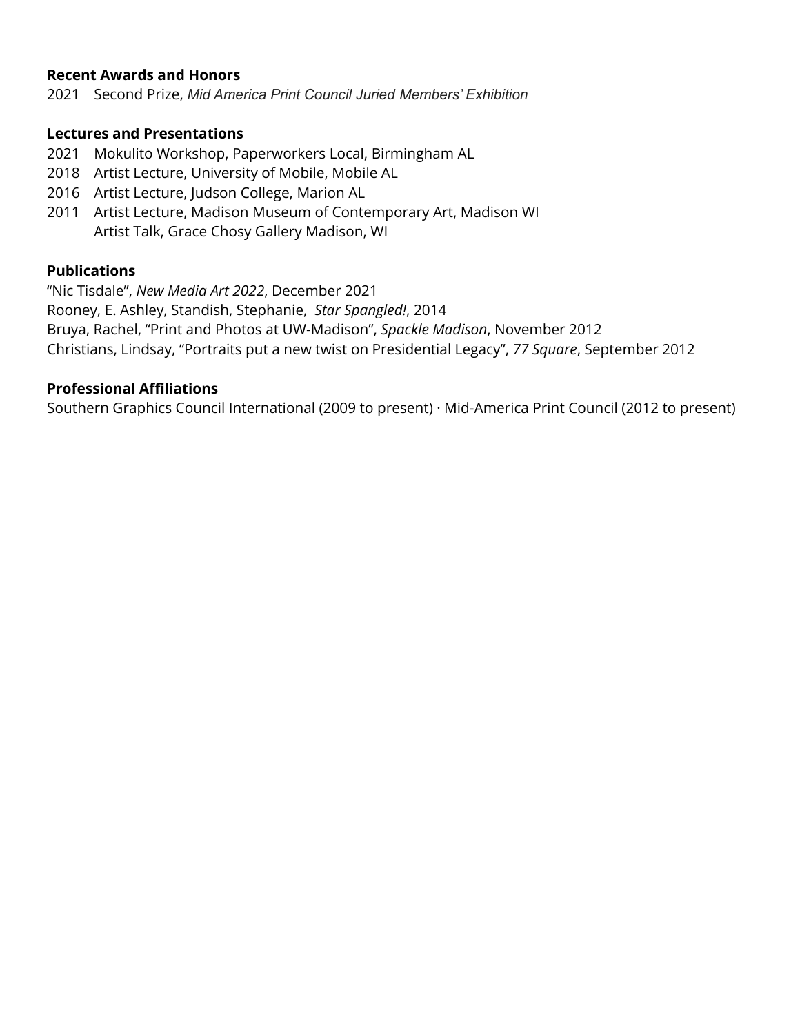## Recent Awards and Honors

2021 Second Prize, *Mid America Print Council Juried Members' Exhibition*

## Lectures and Presentations

2021 Mokulito Workshop, Paperworkers Local, Birmingham AL
2018 Artist Lecture, University of Mobile, Mobile AL
2016 Artist Lecture, Judson College, Marion AL
2011 Artist Lecture, Madison Museum of Contemporary Art, Madison WI
Artist Talk, Grace Chosy Gallery Madison, WI

## Publications

"Nic Tisdale", *New Media Art 2022*, December 2021
Rooney, E. Ashley, Standish, Stephanie, *Star Spangled!*, 2014
Bruya, Rachel, "Print and Photos at UW-Madison", *Spackle Madison*, November 2012
Christians, Lindsay, "Portraits put a new twist on Presidential Legacy", *77 Square*, September 2012

## Professional Affiliations

Southern Graphics Council International (2009 to present) · Mid-America Print Council (2012 to present)